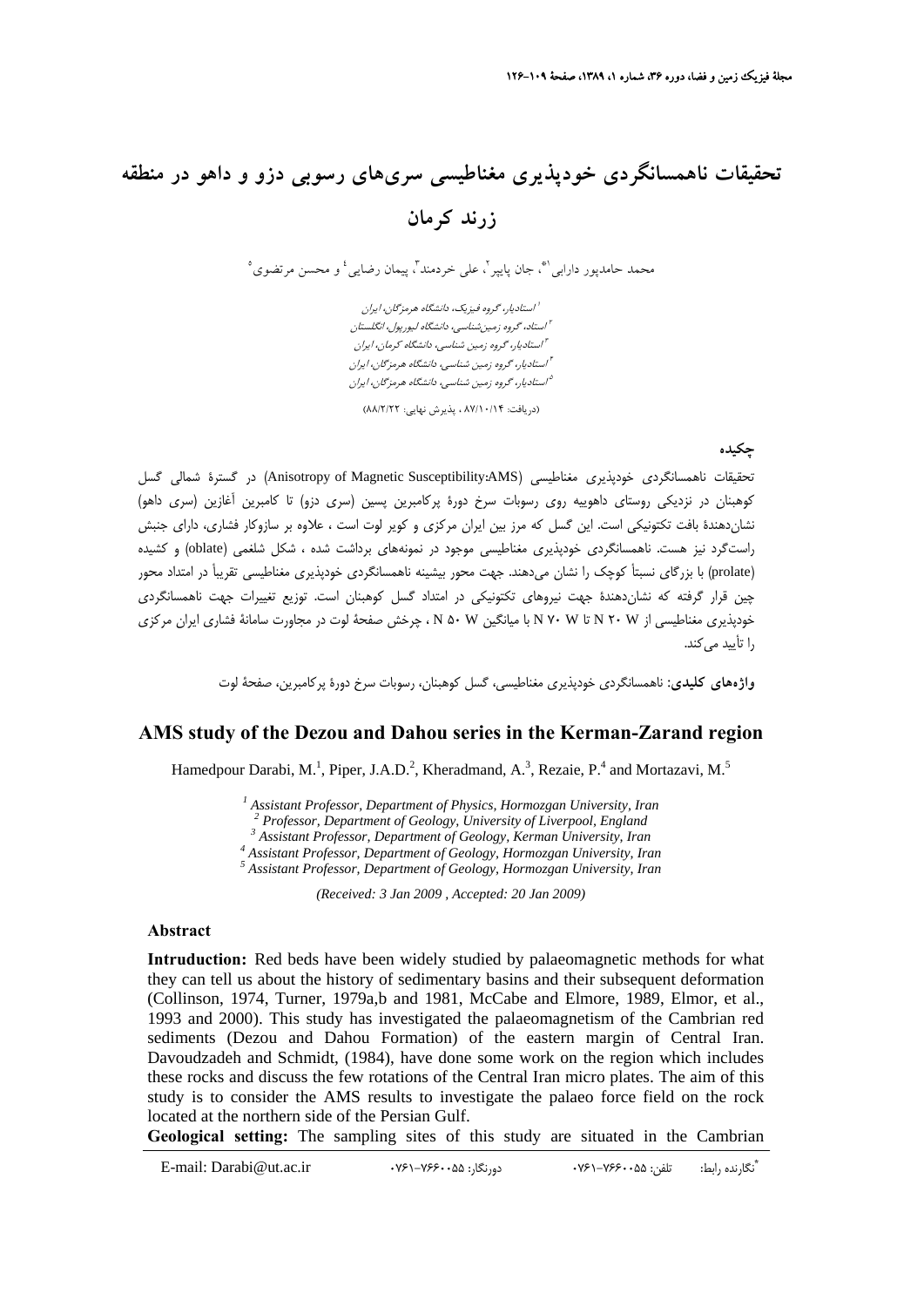# تحقیقات ناهمسانگردی خودپذیری مغناطیسی سری‌های رسوبی دزو و داهو در منطقه زرند کرمان

محمد حامدپور دارابی[1*]، جان پایپر[2]، علی خردمند[3]، پیمان رضایی[4] و محسن مرتضوی[5]

[1] استادیار، گروه فیزیک، دانشگاه هرمزگان، ایران
[2] استاد، گروه زمین‌شناسی، دانشگاه لیورپول، انگلستان
[3] استادیار، گروه زمین شناسی، دانشگاه کرمان، ایران
[4] استادیار، گروه زمین شناسی، دانشگاه هرمزگان، ایران
[5] استادیار، گروه زمین شناسی، دانشگاه هرمزگان، ایران

(دریافت: ۸۷/۱۰/۱۴ ، پذیرش نهایی: ۸۸/۲/۲۲)

## چکیده

تحقیقات ناهمسانگردی خودپذیری مغناطیسی (Anisotropy of Magnetic Susceptibility:AMS) در گسترۀ شمالی گسل کوهبنان در نزدیکی روستای داهوییه روی رسوبات سرخ دورۀ پرکامبرین پسین (سری دزو) تا کامبرین آغازین (سری داهو) نشان‌دهندۀ بافت تکتونیکی است. این گسل که مرز بین ایران مرکزی و کویر لوت است ، علاوه بر سازوکار فشاری، دارای جنبش راست‌گرد نیز هست. ناهمسانگردی خودپذیری مغناطیسی موجود در نمونه‌های برداشت شده ، شکل شلغمی (oblate) و کشیده (prolate) با بزرگای نسبتاً کوچک را نشان می‌دهند. جهت محور بیشینه ناهمسانگردی خودپذیری مغناطیسی تقریباً در امتداد محور چین قرار گرفته که نشان‌دهندۀ جهت نیروهای تکتونیکی در امتداد گسل کوهبنان است. توزیع تغییرات جهت ناهمسانگردی خودپذیری مغناطیسی از N ۲۰ W تا N ۷۰ W با میانگین N ۵۰ W ، چرخش صفحۀ لوت در مجاورت سامانۀ فشاری ایران مرکزی را تأیید می‌کند.

**واژه‌های کلیدی:** ناهمسانگردی خودپذیری مغناطیسی، گسل کوهبنان، رسوبات سرخ دورۀ پرکامبرین، صفحۀ لوت

## AMS study of the Dezou and Dahou series in the Kerman-Zarand region

Hamedpour Darabi, M.[1], Piper, J.A.D.[2], Kheradmand, A.[3], Rezaie, P.[4] and Mortazavi, M.[5]

*[1] Assistant Professor, Department of Physics, Hormozgan University, Iran*
*[2] Professor, Department of Geology, University of Liverpool, England*
*[3] Assistant Professor, Department of Geology, Kerman University, Iran*
*[4] Assistant Professor, Department of Geology, Hormozgan University, Iran*
*[5] Assistant Professor, Department of Geology, Hormozgan University, Iran*

*(Received: 3 Jan 2009 , Accepted: 20 Jan 2009)*

### Abstract

**Intruduction:** Red beds have been widely studied by palaeomagnetic methods for what they can tell us about the history of sedimentary basins and their subsequent deformation (Collinson, 1974, Turner, 1979a,b and 1981, McCabe and Elmore, 1989, Elmor, et al., 1993 and 2000). This study has investigated the palaeomagnetism of the Cambrian red sediments (Dezou and Dahou Formation) of the eastern margin of Central Iran. Davoudzadeh and Schmidt, (1984), have done some work on the region which includes these rocks and discuss the few rotations of the Central Iran micro plates. The aim of this study is to consider the AMS results to investigate the palaeo force field on the rock located at the northern side of the Persian Gulf.

**Geological setting:** The sampling sites of this study are situated in the Cambrian

*نگارنده رابط: تلفن: ۰۷۶۱-۷۶۶۰۰۵۵ دورنگار: ۰۷۶۱-۷۶۶۰۰۵۵ E-mail: Darabi@ut.ac.ir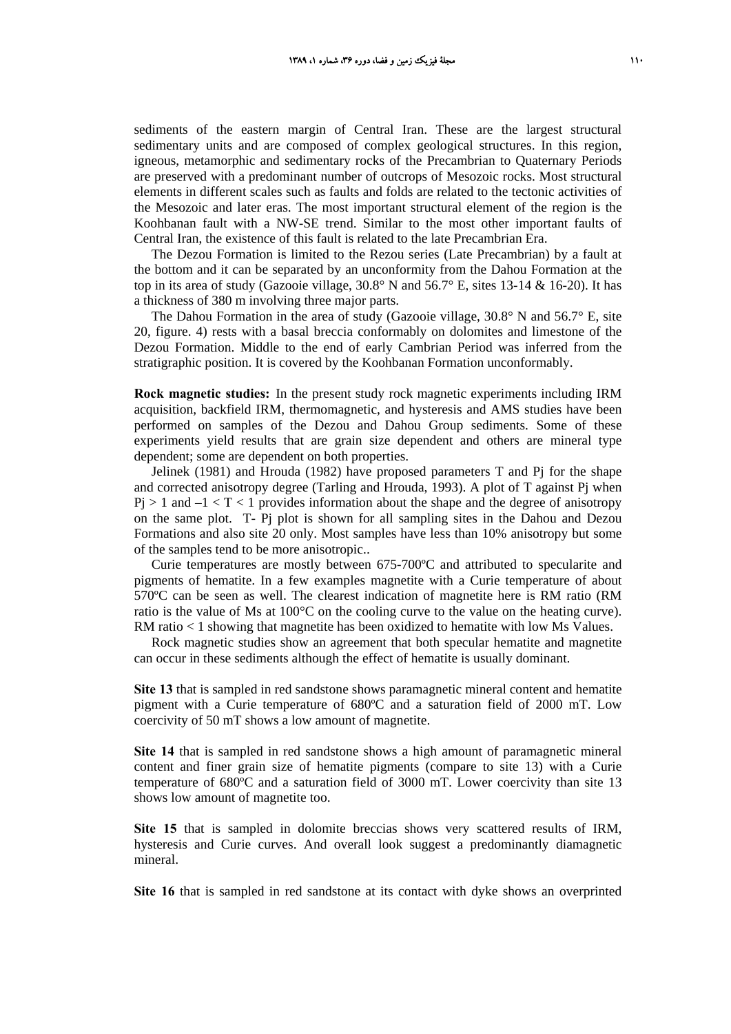sediments of the eastern margin of Central Iran. These are the largest structural sedimentary units and are composed of complex geological structures. In this region, igneous, metamorphic and sedimentary rocks of the Precambrian to Quaternary Periods are preserved with a predominant number of outcrops of Mesozoic rocks. Most structural elements in different scales such as faults and folds are related to the tectonic activities of the Mesozoic and later eras. The most important structural element of the region is the Koohbanan fault with a NW-SE trend. Similar to the most other important faults of Central Iran, the existence of this fault is related to the late Precambrian Era.

The Dezou Formation is limited to the Rezou series (Late Precambrian) by a fault at the bottom and it can be separated by an unconformity from the Dahou Formation at the top in its area of study (Gazooie village, 30.8° N and 56.7° E, sites 13-14 & 16-20). It has a thickness of 380 m involving three major parts.

The Dahou Formation in the area of study (Gazooie village, 30.8° N and 56.7° E, site 20, figure. 4) rests with a basal breccia conformably on dolomites and limestone of the Dezou Formation. Middle to the end of early Cambrian Period was inferred from the stratigraphic position. It is covered by the Koohbanan Formation unconformably.

**Rock magnetic studies:** In the present study rock magnetic experiments including IRM acquisition, backfield IRM, thermomagnetic, and hysteresis and AMS studies have been performed on samples of the Dezou and Dahou Group sediments. Some of these experiments yield results that are grain size dependent and others are mineral type dependent; some are dependent on both properties.

Jelinek (1981) and Hrouda (1982) have proposed parameters T and Pj for the shape and corrected anisotropy degree (Tarling and Hrouda, 1993). A plot of T against Pj when $Pj > 1$ and $-1 < T < 1$ provides information about the shape and the degree of anisotropy on the same plot. T- Pj plot is shown for all sampling sites in the Dahou and Dezou Formations and also site 20 only. Most samples have less than 10% anisotropy but some of the samples tend to be more anisotropic..

Curie temperatures are mostly between 675-700ºC and attributed to specularite and pigments of hematite. In a few examples magnetite with a Curie temperature of about 570ºC can be seen as well. The clearest indication of magnetite here is RM ratio (RM ratio is the value of Ms at 100°C on the cooling curve to the value on the heating curve). RM ratio < 1 showing that magnetite has been oxidized to hematite with low Ms Values.

Rock magnetic studies show an agreement that both specular hematite and magnetite can occur in these sediments although the effect of hematite is usually dominant.

**Site 13** that is sampled in red sandstone shows paramagnetic mineral content and hematite pigment with a Curie temperature of 680ºC and a saturation field of 2000 mT. Low coercivity of 50 mT shows a low amount of magnetite.

**Site 14** that is sampled in red sandstone shows a high amount of paramagnetic mineral content and finer grain size of hematite pigments (compare to site 13) with a Curie temperature of 680ºC and a saturation field of 3000 mT. Lower coercivity than site 13 shows low amount of magnetite too.

**Site 15** that is sampled in dolomite breccias shows very scattered results of IRM, hysteresis and Curie curves. And overall look suggest a predominantly diamagnetic mineral.

**Site 16** that is sampled in red sandstone at its contact with dyke shows an overprinted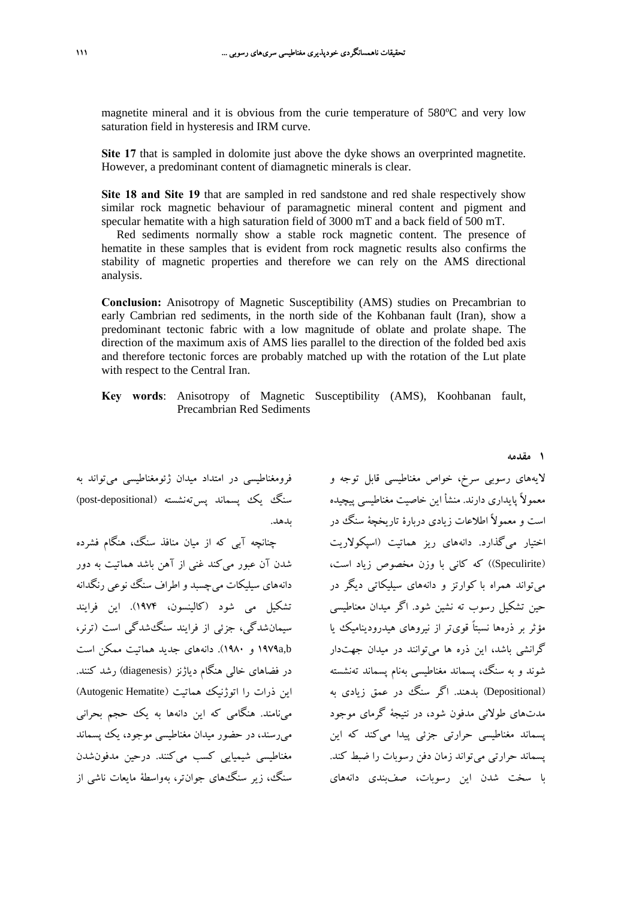magnetite mineral and it is obvious from the curie temperature of 580ºC and very low saturation field in hysteresis and IRM curve.

**Site 17** that is sampled in dolomite just above the dyke shows an overprinted magnetite. However, a predominant content of diamagnetic minerals is clear.

**Site 18 and Site 19** that are sampled in red sandstone and red shale respectively show similar rock magnetic behaviour of paramagnetic mineral content and pigment and specular hematite with a high saturation field of 3000 mT and a back field of 500 mT.

Red sediments normally show a stable rock magnetic content. The presence of hematite in these samples that is evident from rock magnetic results also confirms the stability of magnetic properties and therefore we can rely on the AMS directional analysis.

**Conclusion:** Anisotropy of Magnetic Susceptibility (AMS) studies on Precambrian to early Cambrian red sediments, in the north side of the Kohbanan fault (Iran), show a predominant tectonic fabric with a low magnitude of oblate and prolate shape. The direction of the maximum axis of AMS lies parallel to the direction of the folded bed axis and therefore tectonic forces are probably matched up with the rotation of the Lut plate with respect to the Central Iran.

**Key words**: Anisotropy of Magnetic Susceptibility (AMS), Koohbanan fault, Precambrian Red Sediments

## ۱ مقدمه

لایه‌های رسوبی سرخ، خواص مغناطیسی قابل توجه و معمولاً پایداری دارند. منشأ این خاصیت مغناطیسی پیچیده است و معمولاً اطلاعات زیادی دربارهٔ تاریخچهٔ سنگ در اختیار می‌گذارد. دانه‌های ریز هماتیت (اسپکولاریت (Speculirite)) که کانی با وزن مخصوص زیاد است، می‌تواند همراه با کوارتز و دانه‌های سیلیکاتی دیگر در حین تشکیل رسوب ته نشین شود. اگر میدان مغناطیسی مؤثر بر ذره‌ها نسبتاً قوی‌تر از نیروهای هیدرودینامیک یا گرانشی باشد، این ذره ها می‌توانند در میدان جهت‌دار شوند و به سنگ، پسماند مغناطیسی به‌نام پسماند ته‌نشسته (Depositional) بدهند. اگر سنگ در عمق زیادی به مدت‌های طولانی مدفون شود، در نتیجهٔ گرمای موجود پسماند مغناطیسی حرارتی جزئی پیدا می‌کند که این پسماند حرارتی می‌تواند زمان دفن رسوبات را ضبط کند. با سخت شدن این رسوبات، صف‌بندی دانه‌های فرومغناطیسی در امتداد میدان ژئومغناطیسی می‌تواند به سنگ یک پسماند پس‌ته‌نشسته (post-depositional) بدهد.

چنانچه آبی که از میان منافذ سنگ، هنگام فشرده شدن آن عبور می‌کند غنی از آهن باشد هماتیت به دور دانه‌های سیلیکات می‌چسبد و اطراف سنگ نوعی رنگدانه تشکیل می شود (کالینسون، ۱۹۷۴). این فرایند سیمان‌شدگی، جزئی از فرایند سنگ‌شدگی است (ترنر، ۱۹۷۹a,b و ۱۹۸۰). دانه‌های جدید هماتیت ممکن است در فضاهای خالی هنگام دیاژنز (diagenesis) رشد کنند. این ذرات را اتوژنیک هماتیت (Autogenic Hematite) می‌نامند. هنگامی که این دانه‌ها به یک حجم بحرانی می‌رسند، در حضور میدان مغناطیسی موجود، یک پسماند مغناطیسی شیمیایی کسب می‌کنند. درحین مدفون‌شدن سنگ، زیر سنگ‌های جوان‌تر، به‌واسطهٔ مایعات ناشی از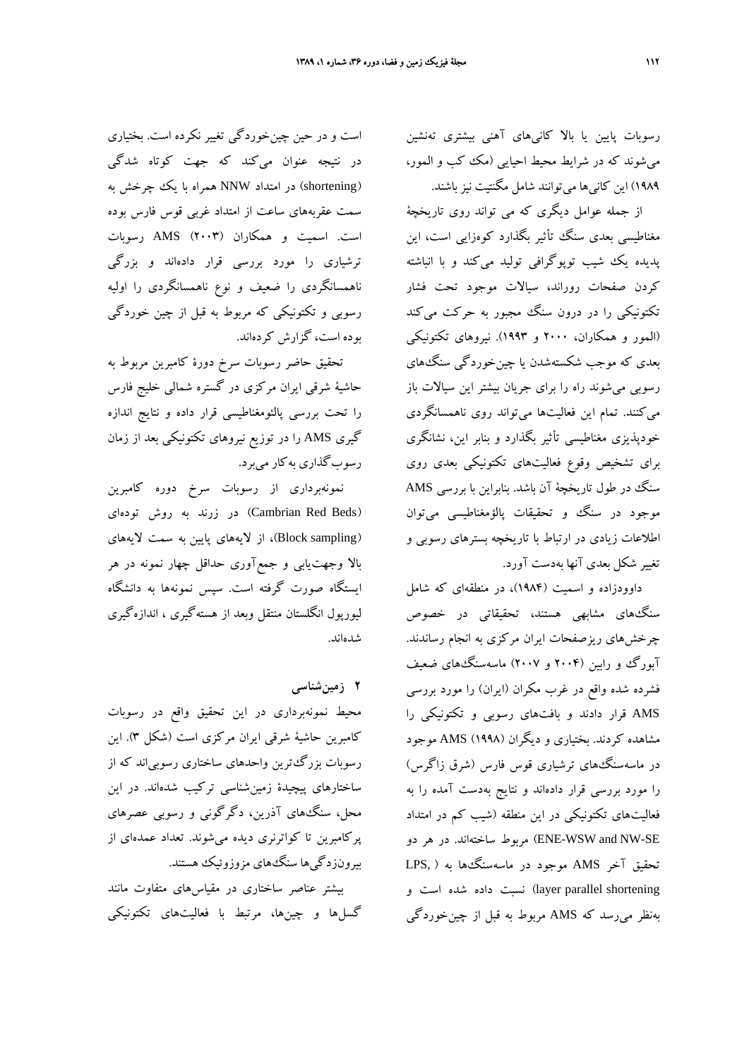رسوبات پایین یا بالا کانی‌های آهنی بیشتری ته‌نشین می‌شوند که در شرایط محیط احیایی (مک کب و المور، ۱۹۸۹) این کانی‌ها می‌توانند شامل مگنتیت نیز باشند.

از جمله عوامل دیگری که می تواند روی تاریخچهٔ مغناطیسی بعدی سنگ تأثیر بگذارد کوه‌زایی است، این پدیده یک شیب توپوگرافی تولید می‌کند و با انباشته کردن صفحات روراند، سیالات موجود تحت فشار تکتونیکی را در درون سنگ مجبور به حرکت می‌کند (المور و همکاران، ۲۰۰۰ و ۱۹۹۳). نیروهای تکتونیکی بعدی که موجب شکسته‌شدن یا چین‌خوردگی سنگ‌های رسوبی می‌شوند راه را برای جریان بیشتر این سیالات باز می‌کنند. تمام این فعالیت‌ها می‌تواند روی ناهمسانگردی خودپذیری مغناطیسی تأثیر بگذارد و بنابر این، نشانگری برای تشخیص وقوع فعالیت‌های تکتونیکی بعدی روی سنگ در طول تاریخچهٔ آن باشد. بنابراین با بررسی AMS موجود در سنگ و تحقیقات پالئومغناطیسی می‌توان اطلاعات زیادی در ارتباط با تاریخچه بسترهای رسوبی و تغییر شکل بعدی آنها به‌دست آورد.

داوودزاده و اسمیت (۱۹۸۴)، در منطقه‌ای که شامل سنگ‌های مشابهی هستند، تحقیقاتی در خصوص چرخش‌های ریزصفحات ایران مرکزی به انجام رساندند. آبورگ و رابین (۲۰۰۴ و ۲۰۰۷) ماسه‌سنگ‌های ضعیف فشرده شده واقع در غرب مکران (ایران) را مورد بررسی AMS قرار دادند و بافت‌های رسوبی و تکتونیکی را مشاهده کردند. بختیاری و دیگران (۱۹۹۸) AMS موجود در ماسه‌سنگ‌های ترشیاری قوس فارس (شرق زاگرس) را مورد بررسی قرار داده‌اند و نتایج به‌دست آمده را به فعالیت‌های تکتونیکی در این منطقه (شیب کم در امتداد ENE-WSW and NW-SE) مربوط ساخته‌اند. در هر دو تحقیق آخر AMS موجود در ماسه‌سنگ‌ها به ( LPS, layer parallel shortening) نسبت داده شده است و به‌نظر می‌رسد که AMS مربوط به قبل از چین‌خوردگی است و در حین چین‌خوردگی تغییر نکرده است. بختیاری در نتیجه عنوان می‌کند که جهت کوتاه شدگی (shortening) در امتداد NNW همراه با یک چرخش به سمت عقربه‌های ساعت از امتداد غربی قوس فارس بوده است. اسمیت و همکاران (۲۰۰۳) AMS رسوبات ترشیاری را مورد بررسی قرار داده‌اند و بزرگی ناهمسانگردی را ضعیف و نوع ناهمسانگردی را اولیه رسوبی و تکتونیکی که مربوط به قبل از چین خوردگی بوده است، گزارش کرده‌اند.

تحقیق حاضر رسوبات سرخ دورهٔ کامبرین مربوط به حاشیهٔ شرقی ایران مرکزی در گستره شمالی خلیج فارس را تحت بررسی پالئومغناطیسی قرار داده و نتایج اندازه گیری AMS را در توزیع نیروهای تکتونیکی بعد از زمان رسوب‌گذاری به‌کار می‌برد.

نمونه‌برداری از رسوبات سرخ دوره کامبرین (Cambrian Red Beds) در زرند به روش توده‌ای (Block sampling)، از لایه‌های پایین به سمت لایه‌های بالا وجهت‌یابی و جمع‌آوری حداقل چهار نمونه در هر ایستگاه صورت گرفته است. سپس نمونه‌ها به دانشگاه لیورپول انگلستان منتقل وبعد از هسته‌گیری ، اندازه‌گیری شده‌اند.

## ۲ زمین‌شناسی

محیط نمونه‌برداری در این تحقیق واقع در رسوبات کامبرین حاشیهٔ شرقی ایران مرکزی است (شکل ۳). این رسوبات بزرگ‌ترین واحدهای ساختاری رسوبی‌اند که از ساختارهای پیچیدهٔ زمین‌شناسی ترکیب شده‌اند. در این محل، سنگ‌های آذرین، دگرگونی و رسوبی عصرهای پرکامبرین تا کواترنری دیده می‌شوند. تعداد عمده‌ای از بیرون‌زدگی‌ها سنگ‌های مزوزوئیک هستند.

بیشتر عناصر ساختاری در مقیاس‌های متفاوت مانند گسل‌ها و چین‌ها، مرتبط با فعالیت‌های تکتونیکی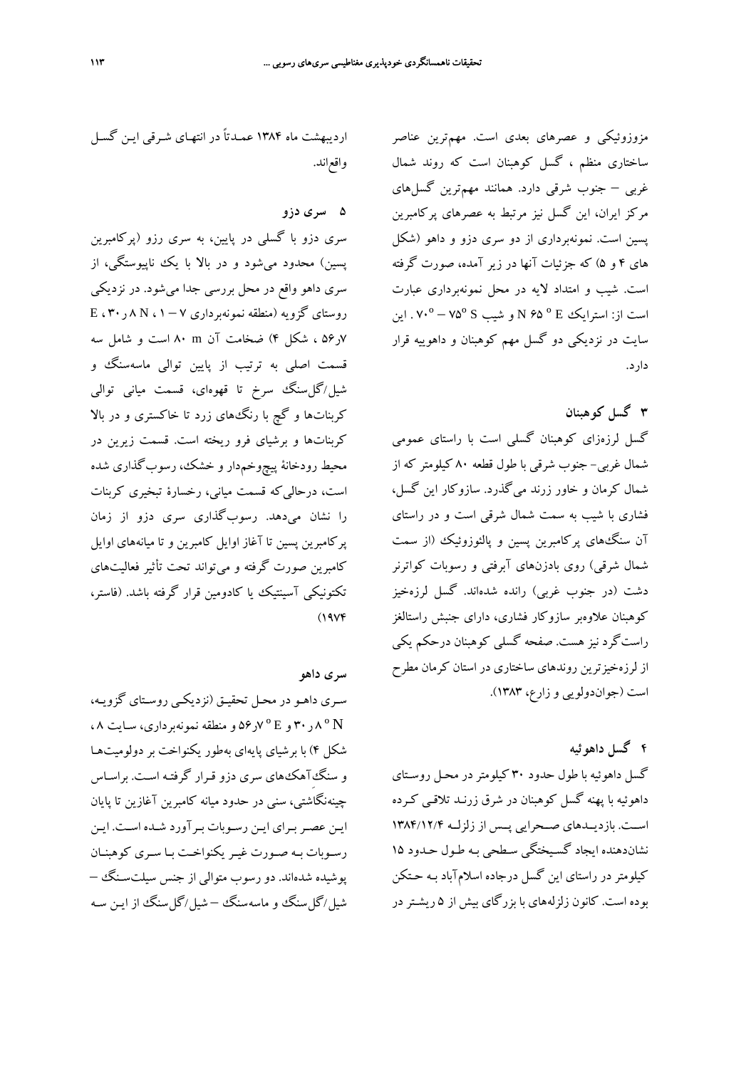مزوزوئیکی و عصرهای بعدی است. مهم‌ترین عناصر ساختاری منظم ، گسل کوهبنان است که روند شمال غربی – جنوب شرقی دارد. همانند مهم‌ترین گسل‌های مرکز ایران، این گسل نیز مرتبط به عصرهای پرکامبرین پسین است. نمونه‌برداری از دو سری دزو و داهو (شکل های ۴ و ۵) که جزئیات آنها در زیر آمده، صورت گرفته است. شیب و امتداد لایه در محل نمونه‌برداری عبارت است از: استرایک N ۶۵° E و شیب S ۷۵° – ۷۰° . این سایت در نزدیکی دو گسل مهم کوهبنان و داهوییه قرار دارد.

## ۳ گسل کوهبنان

گسل لرزه‌زای کوهبنان گسلی است با راستای عمومی شمال غربی- جنوب شرقی با طول قطعه ۸۰ کیلومتر که از شمال کرمان و خاور زرند می‌گذرد. سازوکار این گسل، فشاری با شیب به سمت شمال شرقی است و در راستای آن سنگ‌های پرکامبرین پسین و پالئوزوئیک (از سمت شمال شرقی) روی بادزن‌های آبرفتی و رسوبات کواترنر دشت (در جنوب غربی) رانده شده‌اند. گسل لرزه‌خیز کوهبنان علاوه‌بر سازوکار فشاری، دارای جنبش راستالغز راست‌گرد نیز هست. صفحه گسلی کوهبنان درحکم یکی از لرزه‌خیزترین روندهای ساختاری در استان کرمان مطرح است (جوان‌دولویی و زارع، ۱۳۸۳).

## ۴ گسل داهوئیه

گسل داهوئیه با طول حدود ۳۰ کیلومتر در محل روستای داهوئیه با پهنه گسل کوهبنان در شرق زرند تلاقی کرده است. بازدیدهای صحرایی پس از زلزله ۱۳۸۴/۱۲/۴ نشان‌دهنده ایجاد گسیختگی سطحی به طول حدود ۱۵ کیلومتر در راستای این گسل درجاده اسلام‌آباد به حتکن بوده است. کانون زلزله‌های با بزرگای بیش از ۵ ریشتر در اردیبهشت ماه ۱۳۸۴ عمدتاً در انتهای شرقی این گسل واقع‌اند.

## ۵ سری دزو

سری دزو با گسلی در پایین، به سری رزو (پرکامبرین پسین) محدود می‌شود و در بالا با یک ناپیوستگی، از سری داهو واقع در محل بررسی جدا می‌شود. در نزدیکی روستای گزویه (منطقه نمونه‌برداری ۷ – ۱ ، ۸ N ، ۳۰ر E ، ۷ر۵۶ ، شکل ۴) ضخامت آن ۸۰ m است و شامل سه قسمت اصلی به ترتیب از پایین توالی ماسه‌سنگ و شیل/گل‌سنگ سرخ تا قهوه‌ای، قسمت میانی توالی کربنات‌ها و گچ با رنگ‌های زرد تا خاکستری و در بالا کربنات‌ها و برشیای فرو ریخته است. قسمت زیرین در محیط رودخانهٔ پیچ‌وخم‌دار و خشک، رسوب‌گذاری شده است، درحالی‌که قسمت میانی، رخسارهٔ تبخیری کربنات را نشان می‌دهد. رسوب‌گذاری سری دزو از زمان پرکامبرین پسین تا آغاز اوایل کامبرین و تا میانه‌های اوایل کامبرین صورت گرفته و می‌تواند تحت تأثیر فعالیت‌های تکتونیکی آسینتیک یا کادومین قرار گرفته باشد. (فاستر، ۱۹۷۴)

### سری داهو

سری داهو در محل تحقیق (نزدیکی روستای گزویه، ۸° N ر۳۰ و ۷° E ر۵۶ و منطقه نمونه‌برداری، سایت ۸، شکل ۴) با برشیای پایه‌ای به‌طور یکنواخت بر دولومیت‌ها و سنگ‌آهک‌های سری دزو قرار گرفته است. براساس چینه‌نگاشتی، سنی در حدود میانه کامبرین آغازین تا پایان این عصر برای این رسوبات برآورد شده است. این رسوبات به صورت غیر یکنواخت با سری کوهبنان پوشیده شده‌اند. دو رسوب متوالی از جنس سیلت‌سنگ – شیل/گل‌سنگ و ماسه‌سنگ – شیل/گل‌سنگ از این سه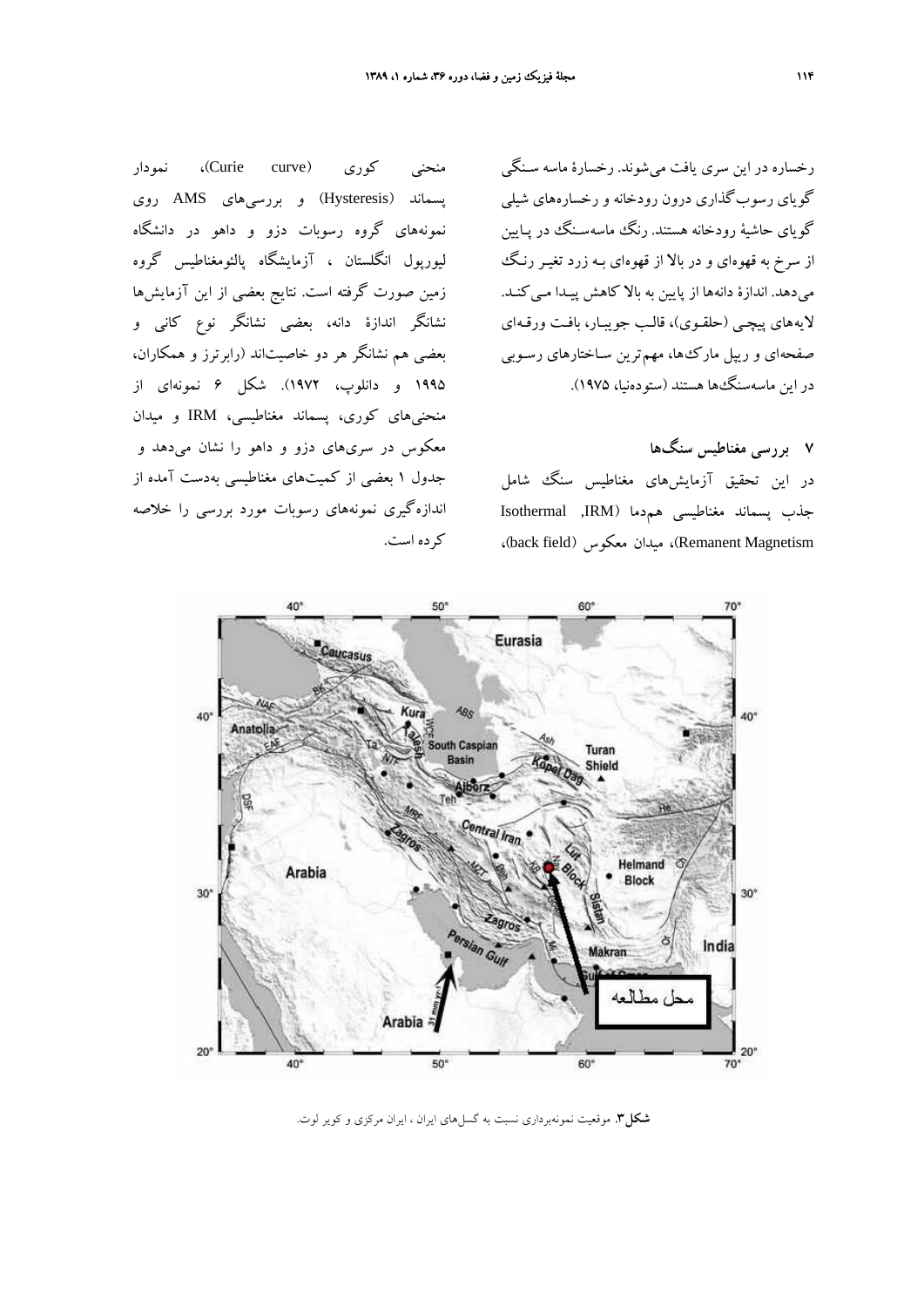رخساره در این سری یافت می‌شوند. رخسارهٔ ماسه سنگی گویای رسوب‌گذاری درون رودخانه و رخساره‌های شیلی گویای حاشیهٔ رودخانه هستند. رنگ ماسه‌سنگ در پایین از سرخ به قهوه‌ای و در بالا از قهوه‌ای به زرد تغییر رنگ می‌دهد. اندازهٔ دانه‌ها از پایین به بالا کاهش پیدا می‌کند. لایه‌های پیچی (حلقوی)، قالب جویبار، بافت ورقه‌ای صفحه‌ای و ریپل مارک‌ها، مهم‌ترین ساختارهای رسوبی در این ماسه‌سنگ‌ها هستند (ستوده‌نیا، ۱۹۷۵).

## ۷ بررسی مغناطیس سنگ‌ها

در این تحقیق آزمایش‌های مغناطیس سنگ شامل جذب پسماند مغناطیسی هم‌دما (IRM, Isothermal Remanent Magnetism)، میدان معکوس (back field)، منحنی کوری (Curie curve)، نمودار پسماند (Hysteresis) و بررسی‌های AMS روی نمونه‌های گروه رسوبات دزو و داهو در دانشگاه لیورپول انگلستان ، آزمایشگاه پالئومغناطیس گروه زمین صورت گرفته است. نتایج بعضی از این آزمایش‌ها نشانگر اندازهٔ دانه، بعضی نشانگر نوع کانی و بعضی هم نشانگر هر دو خاصیت‌اند (رابرترز و همکاران، ۱۹۹۵ و دانلوپ، ۱۹۷۲). شکل ۶ نمونه‌ای از منحنی‌های کوری، پسماند مغناطیسی، IRM و میدان معکوس در سری‌های دزو و داهو را نشان می‌دهد و جدول ۱ بعضی از کمیت‌های مغناطیسی به‌دست آمده از اندازه‌گیری نمونه‌های رسوبات مورد بررسی را خلاصه کرده است.

**شکل ۳.** موقعیت نمونه‌برداری نسبت به گسل‌های ایران ، ایران مرکزی و کویر لوت.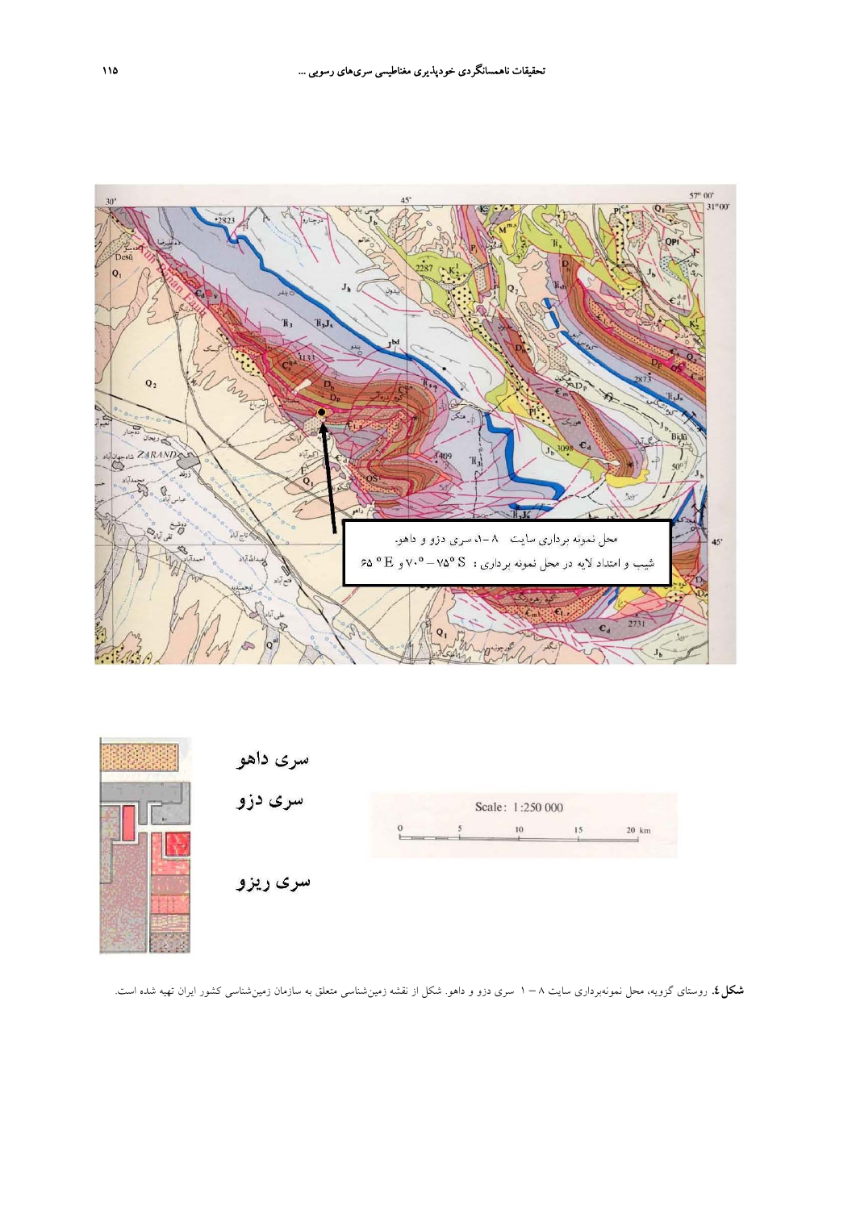محل نمونه برداری سایت ۸-۱، سری دزو و داهو.
شیب و امتداد لایه در محل نمونه برداری : S ۷۵° − ۷۰° و E ۶۵°

سری داهو

سری دزو

سری ریزو

Scale: 1:250 000

0 5 10 15 20 km

**شکل ٤.** روستای گزویه، محل نمونه‌برداری سایت ۸ – ۱ سری دزو و داهو. شکل از نقشه زمین‌شناسی متعلق به سازمان زمین‌شناسی کشور ایران تهیه شده است.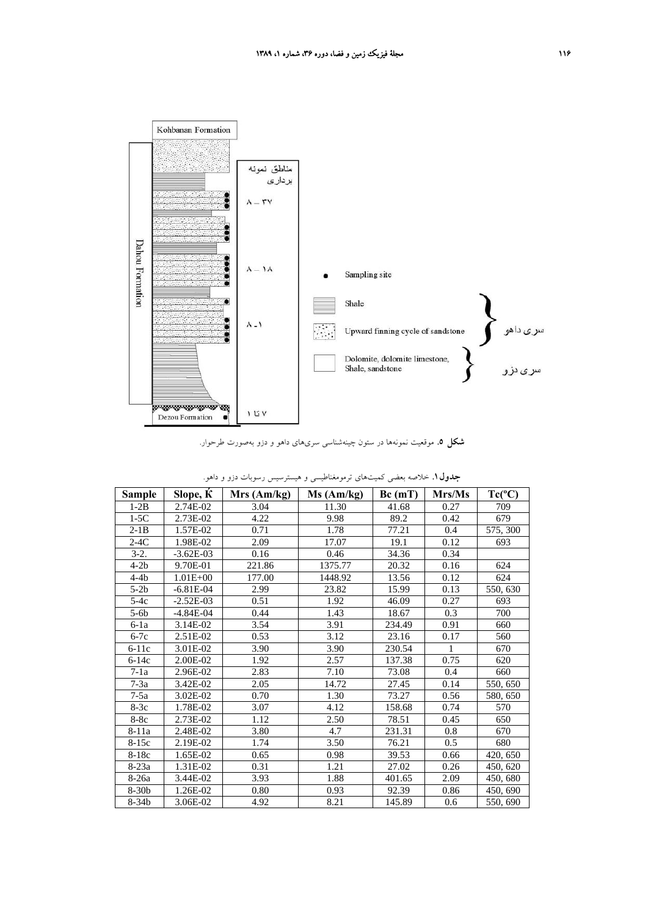Kohbanan Formation

Dahou Formation

مناطق نمونه برداری

۸ – ۳۷

۸ – ۱۸

۸ـ۱

۱ تا ۷

Dezou Formation

Sampling site

Shale

Upward finning cycle of sandstone

Dolomite, dolomite limestone, Shale, sandstone

سری داهو

سری دزو

**شکل ۵.** موقعیت نمونه‌ها در ستون چینه‌شناسی سری‌های داهو و دزو به‌صورت طرحوار.

**جدول ۱.** خلاصه بعضی کمیت‌های ترومغناطیسی و هیسترسیس رسوبات دزو و داهو.

| Sample | Slope, Ḱ | Mrs (Am/kg) | Ms (Am/kg) | Bc (mT) | Mrs/Ms | Tc(ºC) |
|---|---|---|---|---|---|---|
| 1-2B | 2.74E-02 | 3.04 | 11.30 | 41.68 | 0.27 | 709 |
| 1-5C | 2.73E-02 | 4.22 | 9.98 | 89.2 | 0.42 | 679 |
| 2-1B | 1.57E-02 | 0.71 | 1.78 | 77.21 | 0.4 | 575, 300 |
| 2-4C | 1.98E-02 | 2.09 | 17.07 | 19.1 | 0.12 | 693 |
| 3-2. | -3.62E-03 | 0.16 | 0.46 | 34.36 | 0.34 | |
| 4-2b | 9.70E-01 | 221.86 | 1375.77 | 20.32 | 0.16 | 624 |
| 4-4b | 1.01E+00 | 177.00 | 1448.92 | 13.56 | 0.12 | 624 |
| 5-2b | -6.81E-04 | 2.99 | 23.82 | 15.99 | 0.13 | 550, 630 |
| 5-4c | -2.52E-03 | 0.51 | 1.92 | 46.09 | 0.27 | 693 |
| 5-6b | -4.84E-04 | 0.44 | 1.43 | 18.67 | 0.3 | 700 |
| 6-1a | 3.14E-02 | 3.54 | 3.91 | 234.49 | 0.91 | 660 |
| 6-7c | 2.51E-02 | 0.53 | 3.12 | 23.16 | 0.17 | 560 |
| 6-11c | 3.01E-02 | 3.90 | 3.90 | 230.54 | 1 | 670 |
| 6-14c | 2.00E-02 | 1.92 | 2.57 | 137.38 | 0.75 | 620 |
| 7-1a | 2.96E-02 | 2.83 | 7.10 | 73.08 | 0.4 | 660 |
| 7-3a | 3.42E-02 | 2.05 | 14.72 | 27.45 | 0.14 | 550, 650 |
| 7-5a | 3.02E-02 | 0.70 | 1.30 | 73.27 | 0.56 | 580, 650 |
| 8-3c | 1.78E-02 | 3.07 | 4.12 | 158.68 | 0.74 | 570 |
| 8-8c | 2.73E-02 | 1.12 | 2.50 | 78.51 | 0.45 | 650 |
| 8-11a | 2.48E-02 | 3.80 | 4.7 | 231.31 | 0.8 | 670 |
| 8-15c | 2.19E-02 | 1.74 | 3.50 | 76.21 | 0.5 | 680 |
| 8-18c | 1.65E-02 | 0.65 | 0.98 | 39.53 | 0.66 | 420, 650 |
| 8-23a | 1.31E-02 | 0.31 | 1.21 | 27.02 | 0.26 | 450, 620 |
| 8-26a | 3.44E-02 | 3.93 | 1.88 | 401.65 | 2.09 | 450, 680 |
| 8-30b | 1.26E-02 | 0.80 | 0.93 | 92.39 | 0.86 | 450, 690 |
| 8-34b | 3.06E-02 | 4.92 | 8.21 | 145.89 | 0.6 | 550, 690 |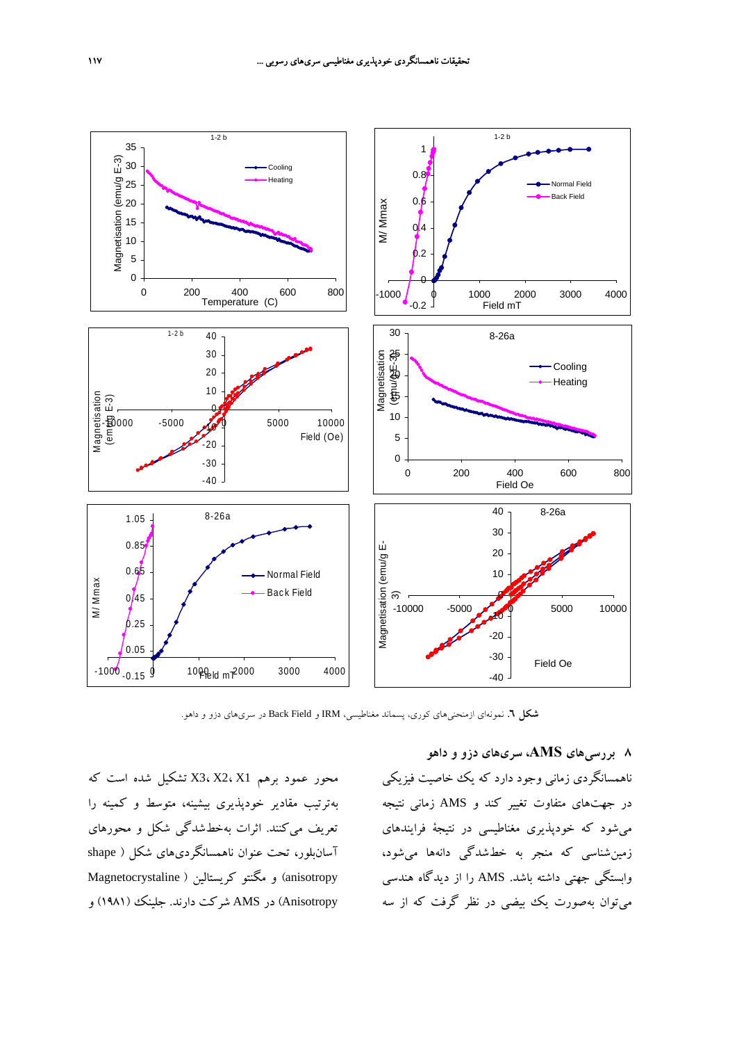**شکل ٦.** نمونه‌ای از منحنی‌های کوری، پسماند مغناطیسی، IRM و Back Field در سری‌های دزو و داهو.

## ۸ بررسی‌های AMS، سری‌های دزو و داهو

ناهمسانگردی زمانی وجود دارد که یک خاصیت فیزیکی در جهت‌های متفاوت تغییر کند و AMS زمانی نتیجه می‌شود که خودپذیری مغناطیسی در نتیجهٔ فرایندهای زمین‌شناسی که منجر به خط‌شدگی دانه‌ها می‌شود، وابستگی جهتی داشته باشد. AMS را از دیدگاه هندسی می‌توان به‌صورت یک بیضی در نظر گرفت که از سه محور عمود برهم X1، X2، X3 تشکیل شده است که به‌ترتیب مقادیر خودپذیری بیشینه، متوسط و کمینه را تعریف می‌کنند. اثرات به‌خط‌شدگی شکل و محورهای آسان‌بلور، تحت عنوان ناهمسانگردی‌های شکل (shape anisotropy) و مگنتو کریستالین (Magnetocrystaline Anisotropy) در AMS شرکت دارند. جلینک (۱۹۸۱) و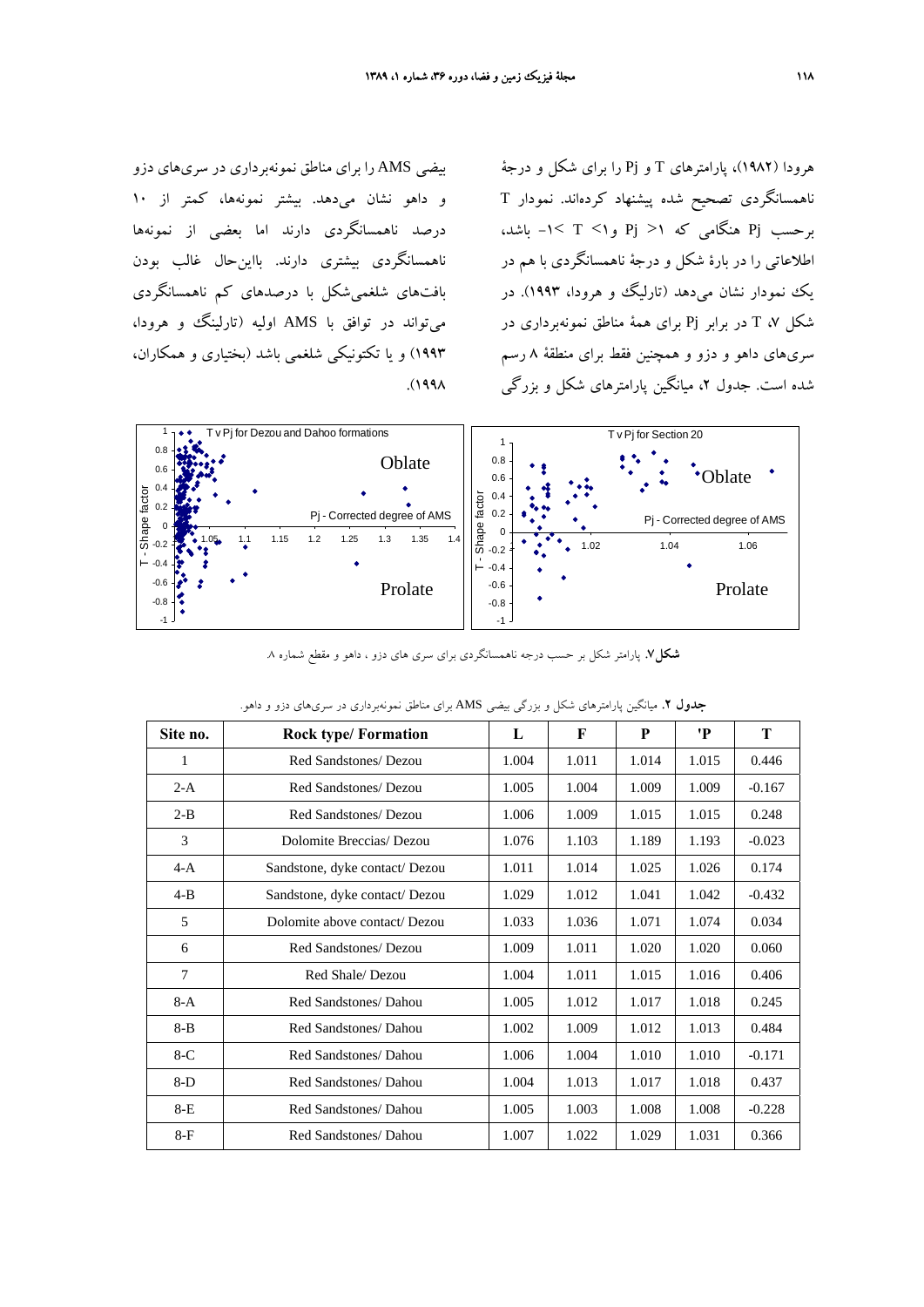هرودا (۱۹۸۲)، پارامترهای T و Pj را برای شکل و درجهٔ ناهمسانگردی تصحیح شده پیشنهاد کرده‌اند. نمودار T برحسب Pj هنگامی که ۱< Pj و۱> T >۱- باشد، اطلاعاتی را در بارهٔ شکل و درجهٔ ناهمسانگردی با هم در یک نمودار نشان می‌دهد (تارلینگ و هرودا، ۱۹۹۳). در شکل ۷، T در برابر Pj برای همهٔ مناطق نمونه‌برداری در سری‌های داهو و دزو و همچنین فقط برای منطقهٔ ۸ رسم شده است. جدول ۲، میانگین پارامترهای شکل و بزرگی بیضی AMS را برای مناطق نمونه‌برداری در سری‌های دزو و داهو نشان می‌دهد. بیشتر نمونه‌ها، کمتر از ۱۰ درصد ناهمسانگردی دارند اما بعضی از نمونه‌ها ناهمسانگردی بیشتری دارند. بااین‌حال غالب بودن بافت‌های شلغمی‌شکل با درصدهای کم ناهمسانگردی می‌تواند در توافق با AMS اولیه (تارلینگ و هرودا، ۱۹۹۳) و یا تکتونیکی شلغمی باشد (بختیاری و همکاران، ۱۹۹۸).

**شکل ۷.** پارامتر شکل بر حسب درجه ناهمسانگردی برای سری های دزو ، داهو و مقطع شماره ۸.

**جدول ۲.** میانگین پارامترهای شکل و بزرگی بیضی AMS برای مناطق نمونه‌برداری در سری‌های دزو و داهو.

| Site no. | Rock type/ Formation | L | F | P | 'P | T |
|---|---|---|---|---|---|---|
| 1 | Red Sandstones/ Dezou | 1.004 | 1.011 | 1.014 | 1.015 | 0.446 |
| 2-A | Red Sandstones/ Dezou | 1.005 | 1.004 | 1.009 | 1.009 | -0.167 |
| 2-B | Red Sandstones/ Dezou | 1.006 | 1.009 | 1.015 | 1.015 | 0.248 |
| 3 | Dolomite Breccias/ Dezou | 1.076 | 1.103 | 1.189 | 1.193 | -0.023 |
| 4-A | Sandstone, dyke contact/ Dezou | 1.011 | 1.014 | 1.025 | 1.026 | 0.174 |
| 4-B | Sandstone, dyke contact/ Dezou | 1.029 | 1.012 | 1.041 | 1.042 | -0.432 |
| 5 | Dolomite above contact/ Dezou | 1.033 | 1.036 | 1.071 | 1.074 | 0.034 |
| 6 | Red Sandstones/ Dezou | 1.009 | 1.011 | 1.020 | 1.020 | 0.060 |
| 7 | Red Shale/ Dezou | 1.004 | 1.011 | 1.015 | 1.016 | 0.406 |
| 8-A | Red Sandstones/ Dahou | 1.005 | 1.012 | 1.017 | 1.018 | 0.245 |
| 8-B | Red Sandstones/ Dahou | 1.002 | 1.009 | 1.012 | 1.013 | 0.484 |
| 8-C | Red Sandstones/ Dahou | 1.006 | 1.004 | 1.010 | 1.010 | -0.171 |
| 8-D | Red Sandstones/ Dahou | 1.004 | 1.013 | 1.017 | 1.018 | 0.437 |
| 8-E | Red Sandstones/ Dahou | 1.005 | 1.003 | 1.008 | 1.008 | -0.228 |
| 8-F | Red Sandstones/ Dahou | 1.007 | 1.022 | 1.029 | 1.031 | 0.366 |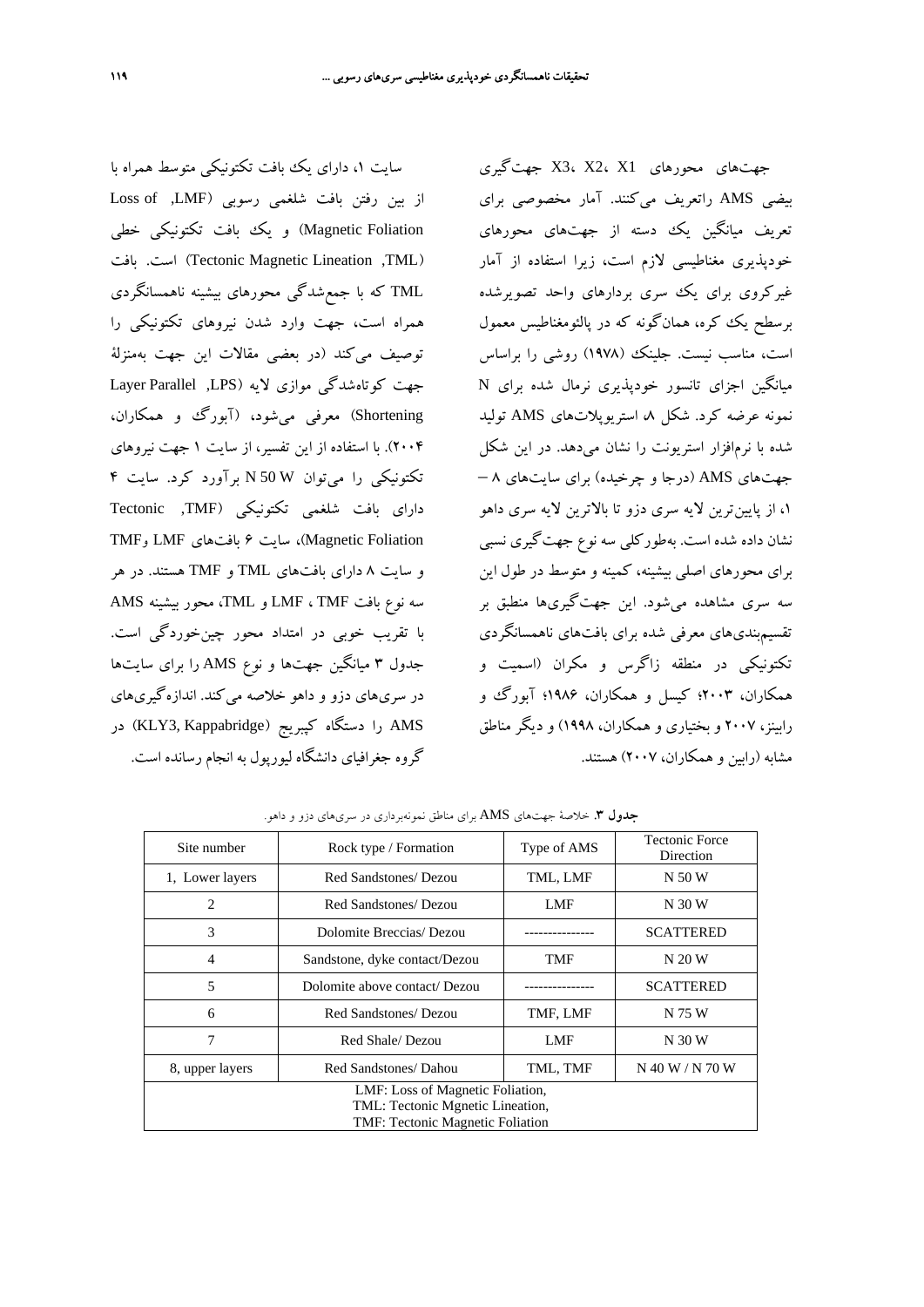جهت‌های محورهای X1، X2، X3 جهت‌گیری بیضی AMS راتعریف می‌کنند. آمار مخصوصی برای تعریف میانگین یک دسته از جهت‌های محورهای خودپذیری مغناطیسی لازم است، زیرا استفاده از آمار غیرکروی برای یک سری بردارهای واحد تصویرشده برسطح یک کره، همان‌گونه که در پالئومغناطیس معمول است، مناسب نیست. جلینک (۱۹۷۸) روشی را براساس میانگین اجزای تانسور خودپذیری نرمال شده برای N نمونه عرضه کرد. شکل ۸، استریوپلات‌های AMS تولید شده با نرم‌افزار استریونت را نشان می‌دهد. در این شکل جهت‌های AMS (درجا و چرخیده) برای سایت‌های ۸ – ۱، از پایین‌ترین لایه سری دزو تا بالاترین لایه سری داهو نشان داده شده است. به‌طورکلی سه نوع جهت‌گیری نسبی برای محورهای اصلی بیشینه، کمینه و متوسط در طول این سه سری مشاهده می‌شود. این جهت‌گیری‌ها منطبق بر تقسیم‌بندی‌های معرفی شده برای بافت‌های ناهمسانگردی تکتونیکی در منطقه زاگرس و مکران (اسمیت و همکاران، ۲۰۰۳؛ کیسل و همکاران، ۱۹۸۶؛ آبورگ و رابینز، ۲۰۰۷ و بختیاری و همکاران، ۱۹۹۸) و دیگر مناطق مشابه (رابین و همکاران، ۲۰۰۷) هستند.

سایت ۱، دارای یک بافت تکتونیکی متوسط همراه با از بین رفتن بافت شلغمی رسوبی (Loss of ,LMF Magnetic Foliation) و یک بافت تکتونیکی خطی (Tectonic Magnetic Lineation ,TML) است. بافت TML که با جمع‌شدگی محورهای بیشینه ناهمسانگردی همراه است، جهت وارد شدن نیروهای تکتونیکی را توصیف می‌کند (در بعضی مقالات این جهت به‌منزلهٔ جهت کوتاه‌شدگی موازی لایه (Layer Parallel ,LPS Shortening) معرفی می‌شود، (آبورگ و همکاران، ۲۰۰۴). با استفاده از این تفسیر، از سایت ۱ جهت نیروهای تکتونیکی را می‌توان N 50 W برآورد کرد. سایت ۴ دارای بافت شلغمی تکتونیکی (Tectonic ,TMF Magnetic Foliation)، سایت ۶ بافت‌های LMF وTMF و سایت ۸ دارای بافت‌های TML و TMF هستند. در هر سه نوع بافت TMF ، LMF و TML، محور بیشینه AMS با تقریب خوبی در امتداد محور چین‌خوردگی است. جدول ۳ میانگین جهت‌ها و نوع AMS را برای سایت‌ها در سری‌های دزو و داهو خلاصه می‌کند. اندازه‌گیری‌های AMS را دستگاه کپبریج (KLY3, Kappabridge) در گروه جغرافیای دانشگاه لیورپول به انجام رسانده است.

**جدول ۳**. خلاصهٔ جهت‌های AMS برای مناطق نمونه‌برداری در سری‌های دزو و داهو.

| Site number | Rock type / Formation | Type of AMS | Tectonic Force Direction |
| --- | --- | --- | --- |
| 1, Lower layers | Red Sandstones/ Dezou | TML, LMF | N 50 W |
| 2 | Red Sandstones/ Dezou | LMF | N 30 W |
| 3 | Dolomite Breccias/ Dezou | --------------- | SCATTERED |
| 4 | Sandstone, dyke contact/Dezou | TMF | N 20 W |
| 5 | Dolomite above contact/ Dezou | --------------- | SCATTERED |
| 6 | Red Sandstones/ Dezou | TMF, LMF | N 75 W |
| 7 | Red Shale/ Dezou | LMF | N 30 W |
| 8, upper layers | Red Sandstones/ Dahou | TML, TMF | N 40 W / N 70 W |
| LMF: Loss of Magnetic Foliation, TML: Tectonic Mgnetic Lineation, TMF: Tectonic Magnetic Foliation | | | |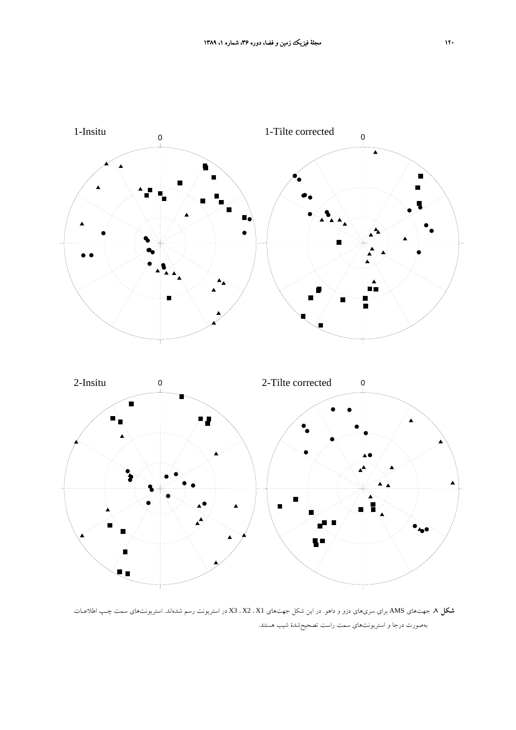1-Insitu

1-Tilte corrected

2-Insitu

2-Tilte corrected

**شکل ۸.** جهت‌های AMS برای سری‌های دزو و داهو. در این شکل جهت‌های X1 ، X2 ، X3 در استریونت رسم شده‌اند. استریونت‌های سمت چپ اطلاعات به‌صورت درجا و استریونت‌های سمت راست تصحیح‌شدهٔ شیب هستند.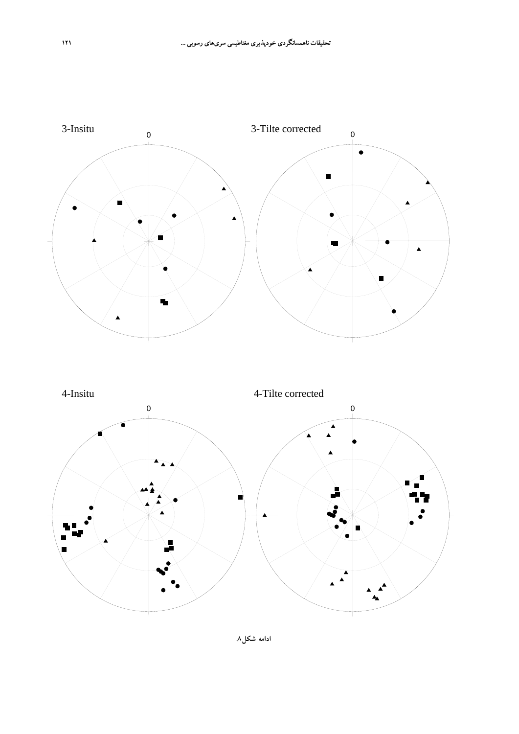3-Insitu

3-Tilte corrected

4-Insitu

4-Tilte corrected

ادامه شکل ۸.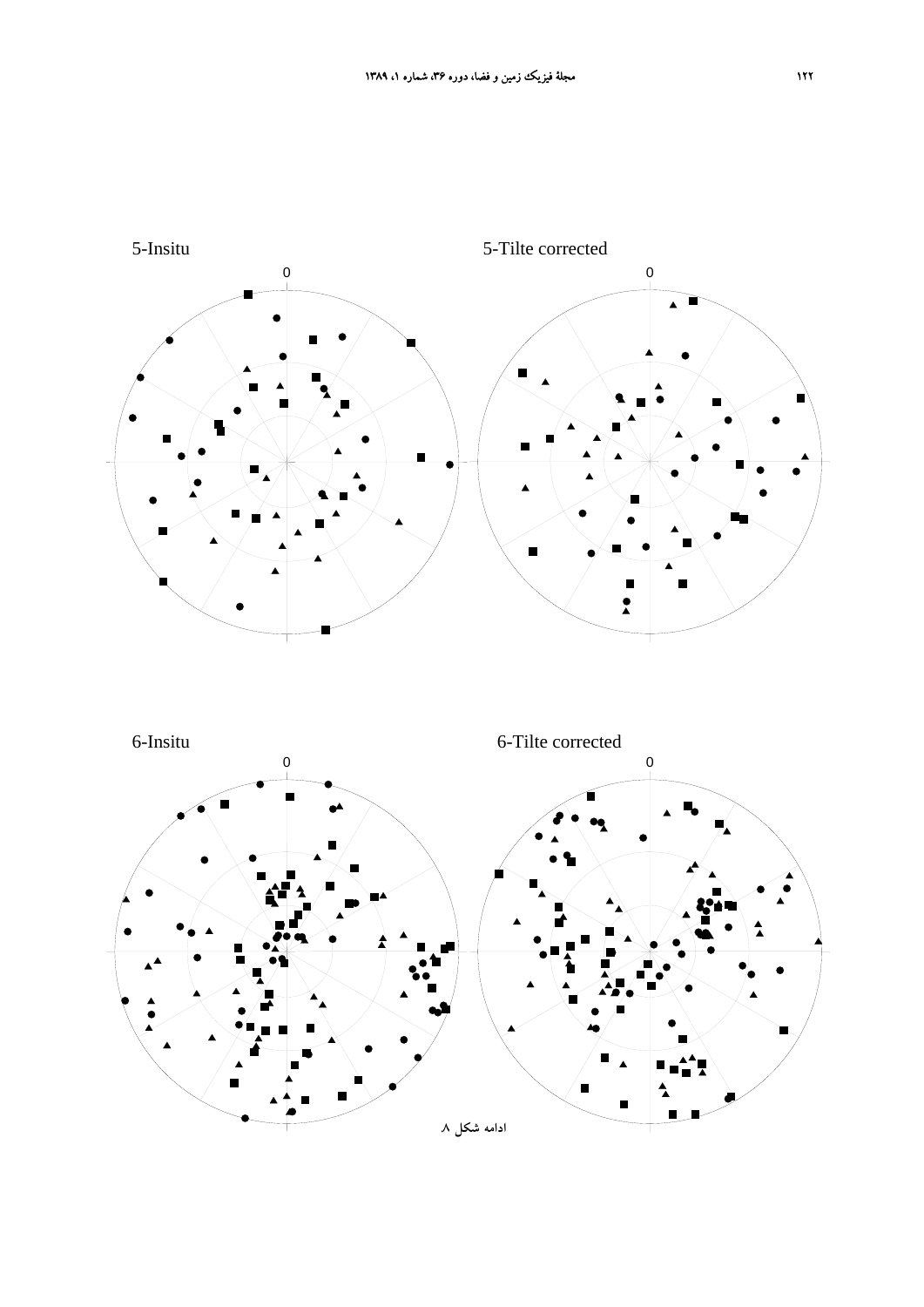5-Insitu

0

5-Tilte corrected

0

6-Insitu

0

6-Tilte corrected

0

ادامه شکل ۸.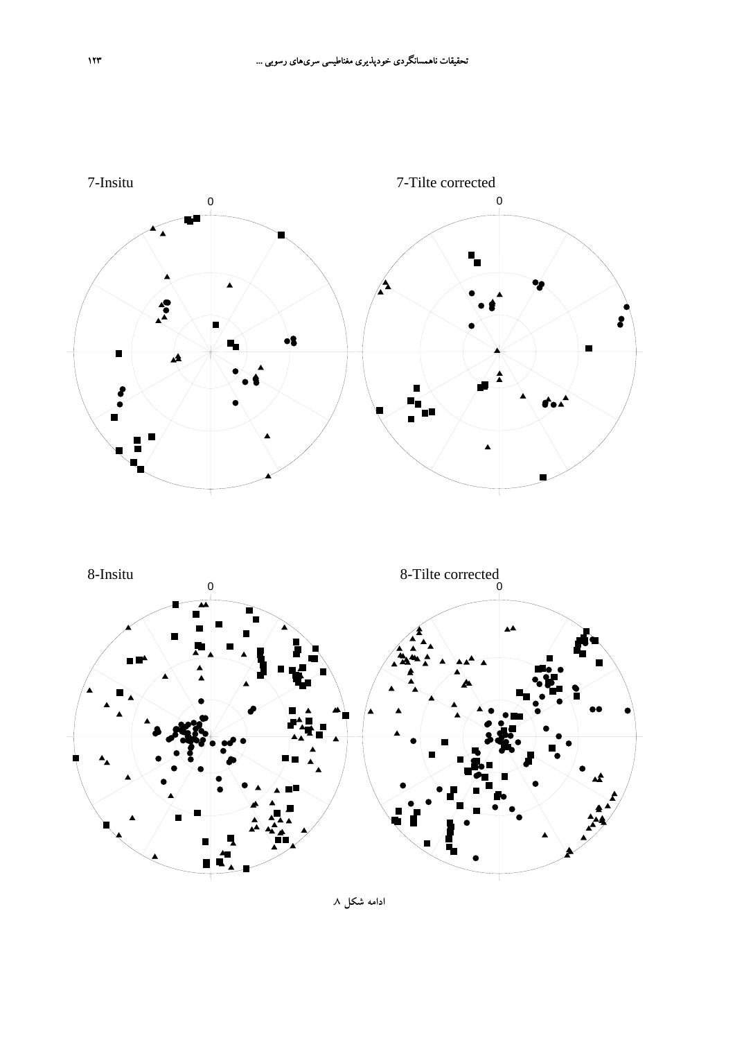7-Insitu

0

7-Tilte corrected

0

8-Insitu

0

8-Tilte corrected

0

ادامه شکل ۸.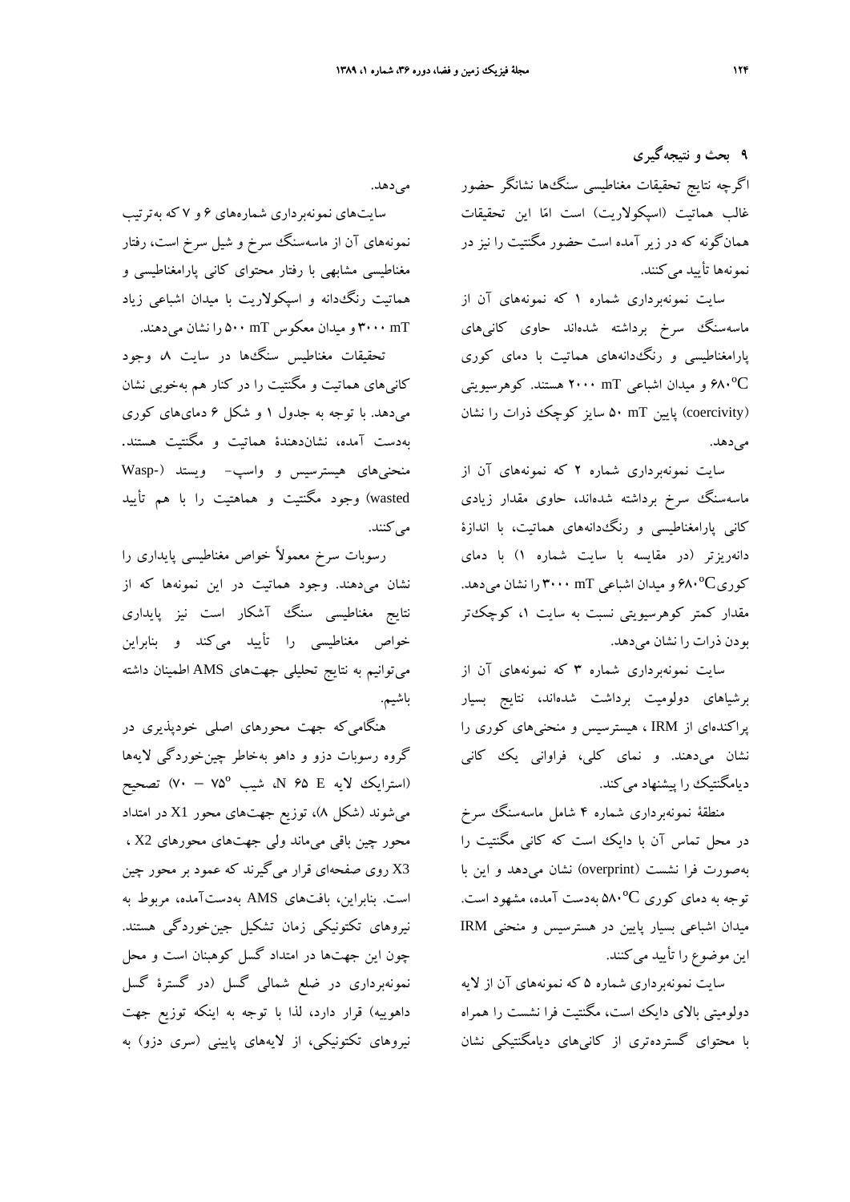## ۹ بحث و نتیجه‌گیری

اگرچه نتایج تحقیقات مغناطیسی سنگ‌ها نشانگر حضور غالب هماتیت (اسپکولاریت) است امّا این تحقیقات همان‌گونه که در زیر آمده است حضور مگنتیت را نیز در نمونه‌ها تأیید می‌کنند.

سایت نمونه‌برداری شماره ۱ که نمونه‌های آن از ماسه‌سنگ سرخ برداشته شده‌اند حاوی کانی‌های پارامغناطیسی و رنگ‌دانه‌های هماتیت با دمای کوری ۶۸۰$^{o}$C و میدان اشباعی ۲۰۰۰ mT هستند. کوهرسیویتی (coercivity) پایین ۵۰ mT سایز کوچک ذرات را نشان می‌دهد.

سایت نمونه‌برداری شماره ۲ که نمونه‌های آن از ماسه‌سنگ سرخ برداشته شده‌اند، حاوی مقدار زیادی کانی پارامغناطیسی و رنگ‌دانه‌های هماتیت، با اندازهٔ دانه‌ریزتر (در مقایسه با سایت شماره ۱) با دمای کوری۶۸۰$^{o}$C و میدان اشباعی ۳۰۰۰ mT را نشان می‌دهد. مقدار کمتر کوهرسیویتی نسبت به سایت ۱، کوچک‌تر بودن ذرات را نشان می‌دهد.

سایت نمونه‌برداری شماره ۳ که نمونه‌های آن از برشیاهای دولومیت برداشت شده‌اند، نتایج بسیار پراکنده‌ای از IRM ، هیسترسیس و منحنی‌های کوری را نشان می‌دهند. و نمای کلی، فراوانی یک کانی دیامگنتیک را پیشنهاد می‌کند.

منطقهٔ نمونه‌برداری شماره ۴ شامل ماسه‌سنگ سرخ در محل تماس آن با دایک است که کانی مگنتیت را به‌صورت فرا نشست (overprint) نشان می‌دهد و این با توجه به دمای کوری ۵۸۰$^{o}$C به‌دست آمده، مشهود است. میدان اشباعی بسیار پایین در هسترسیس و منحنی IRM این موضوع را تأیید می‌کنند.

سایت نمونه‌برداری شماره ۵ که نمونه‌های آن از لایه دولومیتی بالای دایک است، مگنتیت فرا نشست را همراه با محتوای گسترده‌تری از کانی‌های دیامگنتیکی نشان می‌دهد.

سایت‌های نمونه‌برداری شماره‌های ۶ و ۷ که به‌ترتیب نمونه‌های آن از ماسه‌سنگ سرخ و شیل سرخ است، رفتار مغناطیسی مشابهی با رفتار محتوای کانی پارامغناطیسی و هماتیت رنگ‌دانه و اسپکولاریت با میدان اشباعی زیاد ۳۰۰۰ mT و میدان معکوس ۵۰۰ mT را نشان می‌دهند.

تحقیقات مغناطیس سنگ‌ها در سایت ۸ وجود کانی‌های هماتیت و مگنتیت را در کنار هم به‌خوبی نشان می‌دهد. با توجه به جدول ۱ و شکل ۶ دماهای کوری به‌دست آمده، نشان‌دهندهٔ هماتیت و مگنتیت هستند. منحنی‌های هیسترسیس و واسپ- ویستد (Wasp-wasted) وجود مگنتیت و هماهتیت را با هم تأیید می‌کنند.

رسوبات سرخ معمولاً خواص مغناطیسی پایداری را نشان می‌دهند. وجود هماتیت در این نمونه‌ها که از نتایج مغناطیسی سنگ آشکار است نیز پایداری خواص مغناطیسی را تأیید می‌کند و بنابراین می‌توانیم به نتایج تحلیلی جهت‌های AMS اطمینان داشته باشیم.

هنگامی‌که جهت محورهای اصلی خودپذیری در گروه رسوبات دزو و داهو به‌خاطر چین‌خوردگی لایه‌ها (استرایک لایه N ۶۵ E، شیب ۷۵$^{o}$ – ۷۰) تصحیح می‌شوند (شکل ۸)، توزیع جهت‌های محور X1 در امتداد محور چین باقی می‌ماند ولی جهت‌های محورهای X2 ، X3 روی صفحه‌ای قرار می‌گیرند که عمود بر محور چین است. بنابراین، بافت‌های AMS به‌دست‌آمده، مربوط به نیروهای تکتونیکی زمان تشکیل چین‌خوردگی هستند. چون این جهت‌ها در امتداد گسل کوهبنان است و محل نمونه‌برداری در ضلع شمالی گسل (در گسترهٔ گسل داهوییه) قرار دارد، لذا با توجه به اینکه توزیع جهت نیروهای تکتونیکی، از لایه‌های پایینی (سری دزو) به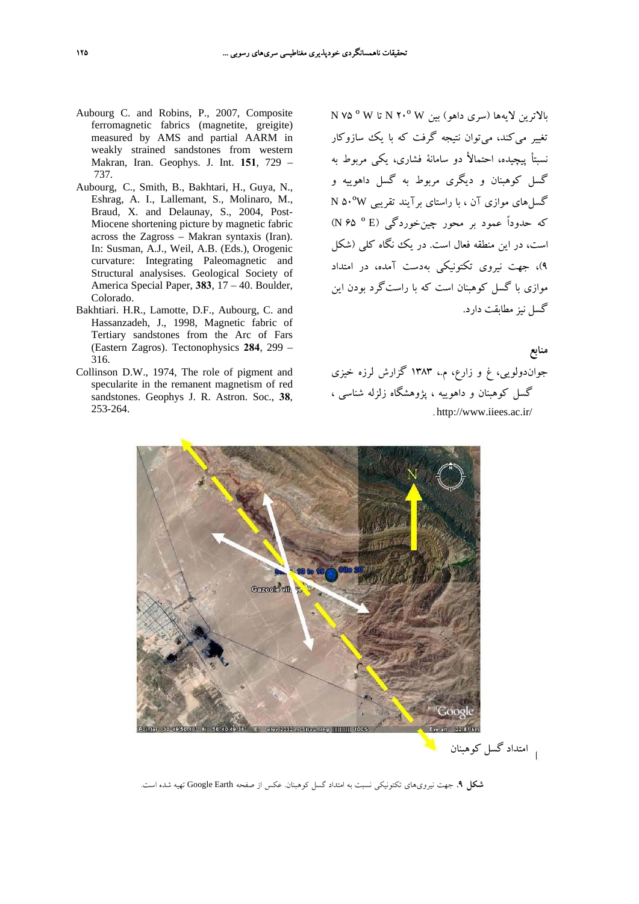بالاترین لایه‌ها (سری داهو) بین N ۲۰° W تا N ۷۵° W تغییر می‌کند، می‌توان نتیجه گرفت که با یک سازوکار نسبتاً پیچیده، احتمالاً دو سامانهٔ فشاری، یکی مربوط به گسل کوهبنان و دیگری مربوط به گسل داهوییه و گسل‌های موازی آن ، با راستای برآیند تقریبی N ۵۰°W که حدوداً عمود بر محور چین‌خوردگی (N ۶۵ ° E) است، در این منطقه فعال است. در یک نگاه کلی (شکل ۹)، جهت نیروی تکتونیکی به‌دست آمده، در امتداد موازی با گسل کوهبنان است که با راست‌گرد بودن این گسل نیز مطابقت دارد.

## منابع

جوان‌دولویی، غ و زارع، م.، ۱۳۸۳ گزارش لرزه خیزی گسل کوهبنان و داهوییه ، پژوهشگاه زلزله شناسی ، http://www.iiees.ac.ir/.

Aubourg C. and Robins, P., 2007, Composite ferromagnetic fabrics (magnetite, greigite) measured by AMS and partial AARM in weakly strained sandstones from western Makran, Iran. Geophys. J. Int. **151**, 729 – 737.

Aubourg, C., Smith, B., Bakhtari, H., Guya, N., Eshrag, A. I., Lallemant, S., Molinaro, M., Braud, X. and Delaunay, S., 2004, Post-Miocene shortening picture by magnetic fabric across the Zagross – Makran syntaxis (Iran). In: Susman, A.J., Weil, A.B. (Eds.), Orogenic curvature: Integrating Paleomagnetic and Structural analysises. Geological Society of America Special Paper, **383**, 17 – 40. Boulder, Colorado.

Bakhtiari. H.R., Lamotte, D.F., Aubourg, C. and Hassanzadeh, J., 1998, Magnetic fabric of Tertiary sandstones from the Arc of Fars (Eastern Zagros). Tectonophysics **284**, 299 – 316.

Collinson D.W., 1974, The role of pigment and specularite in the remanent magnetism of red sandstones. Geophys J. R. Astron. Soc., **38**, 253-264.

امتداد گسل کوهبنان

**شکل ۹.** جهت نیروهای تکتونیکی نسبت به امتداد گسل کوهبنان. عکس از صفحه Google Earth تهیه شده است.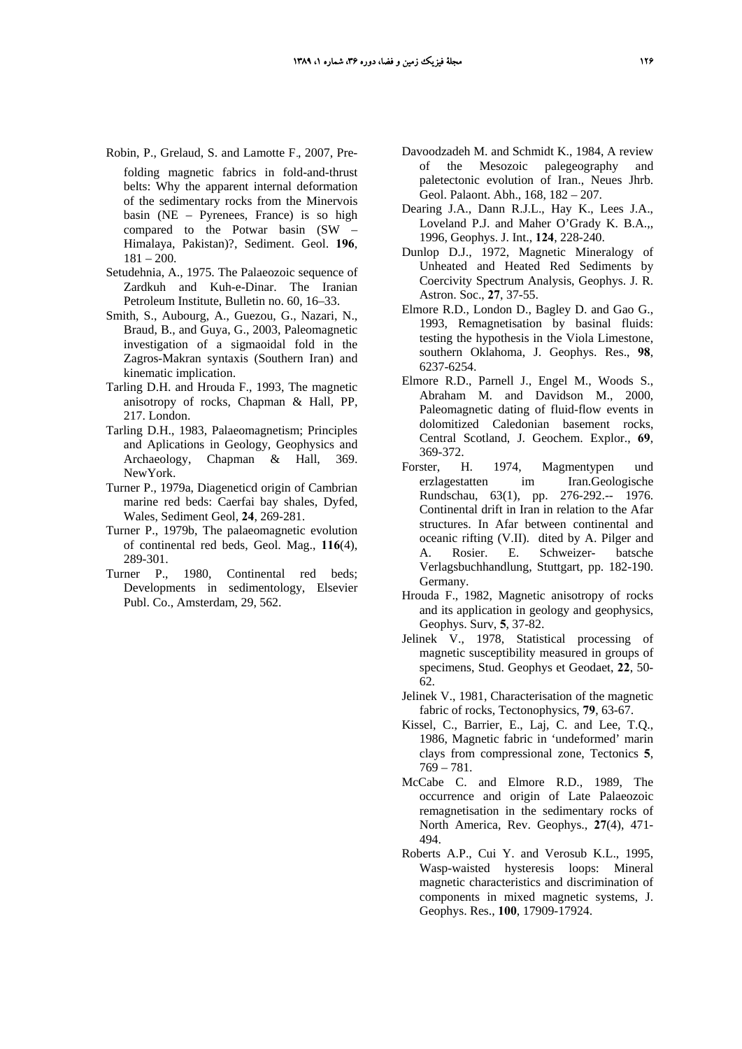Robin, P., Grelaud, S. and Lamotte F., 2007, Pre-folding magnetic fabrics in fold-and-thrust belts: Why the apparent internal deformation of the sedimentary rocks from the Minervois basin (NE – Pyrenees, France) is so high compared to the Potwar basin (SW – Himalaya, Pakistan)?, Sediment. Geol. **196**, 181 – 200.

Setudehnia, A., 1975. The Palaeozoic sequence of Zardkuh and Kuh-e-Dinar. The Iranian Petroleum Institute, Bulletin no. 60, 16–33.

Smith, S., Aubourg, A., Guezou, G., Nazari, N., Braud, B., and Guya, G., 2003, Paleomagnetic investigation of a sigmaoidal fold in the Zagros-Makran syntaxis (Southern Iran) and kinematic implication.

Tarling D.H. and Hrouda F., 1993, The magnetic anisotropy of rocks, Chapman & Hall, PP, 217. London.

Tarling D.H., 1983, Palaeomagnetism; Principles and Aplications in Geology, Geophysics and Archaeology, Chapman & Hall, 369. NewYork.

Turner P., 1979a, Diageneticd origin of Cambrian marine red beds: Caerfai bay shales, Dyfed, Wales, Sediment Geol, **24**, 269-281.

Turner P., 1979b, The palaeomagnetic evolution of continental red beds, Geol. Mag., **116**(4), 289-301.

Turner P., 1980, Continental red beds; Developments in sedimentology, Elsevier Publ. Co., Amsterdam, 29, 562.

Davoodzadeh M. and Schmidt K., 1984, A review of the Mesozoic palegeography and paletectonic evolution of Iran., Neues Jhrb. Geol. Palaont. Abh., 168, 182 – 207.

Dearing J.A., Dann R.J.L., Hay K., Lees J.A., Loveland P.J. and Maher O'Grady K. B.A.,, 1996, Geophys. J. Int., **124**, 228-240.

Dunlop D.J., 1972, Magnetic Mineralogy of Unheated and Heated Red Sediments by Coercivity Spectrum Analysis, Geophys. J. R. Astron. Soc., **27**, 37-55.

Elmore R.D., London D., Bagley D. and Gao G., 1993, Remagnetisation by basinal fluids: testing the hypothesis in the Viola Limestone, southern Oklahoma, J. Geophys. Res., **98**, 6237-6254.

Elmore R.D., Parnell J., Engel M., Woods S., Abraham M. and Davidson M., 2000, Paleomagnetic dating of fluid-flow events in dolomitized Caledonian basement rocks, Central Scotland, J. Geochem. Explor., **69**, 369-372.

Forster, H. 1974, Magmentypen und erzlagestatten im Iran.Geologische Rundschau, 63(1), pp. 276-292.-- 1976. Continental drift in Iran in relation to the Afar structures. In Afar between continental and oceanic rifting (V.II). dited by A. Pilger and A. Rosier. E. Schweizer- batsche Verlagsbuchhandlung, Stuttgart, pp. 182-190. Germany.

Hrouda F., 1982, Magnetic anisotropy of rocks and its application in geology and geophysics, Geophys. Surv, **5**, 37-82.

Jelinek V., 1978, Statistical processing of magnetic susceptibility measured in groups of specimens, Stud. Geophys et Geodaet, **22**, 50-62.

Jelinek V., 1981, Characterisation of the magnetic fabric of rocks, Tectonophysics, **79**, 63-67.

Kissel, C., Barrier, E., Laj, C. and Lee, T.Q., 1986, Magnetic fabric in 'undeformed' marin clays from compressional zone, Tectonics **5**, 769 – 781.

McCabe C. and Elmore R.D., 1989, The occurrence and origin of Late Palaeozoic remagnetisation in the sedimentary rocks of North America, Rev. Geophys., **27**(4), 471-494.

Roberts A.P., Cui Y. and Verosub K.L., 1995, Wasp-waisted hysteresis loops: Mineral magnetic characteristics and discrimination of components in mixed magnetic systems, J. Geophys. Res., **100**, 17909-17924.